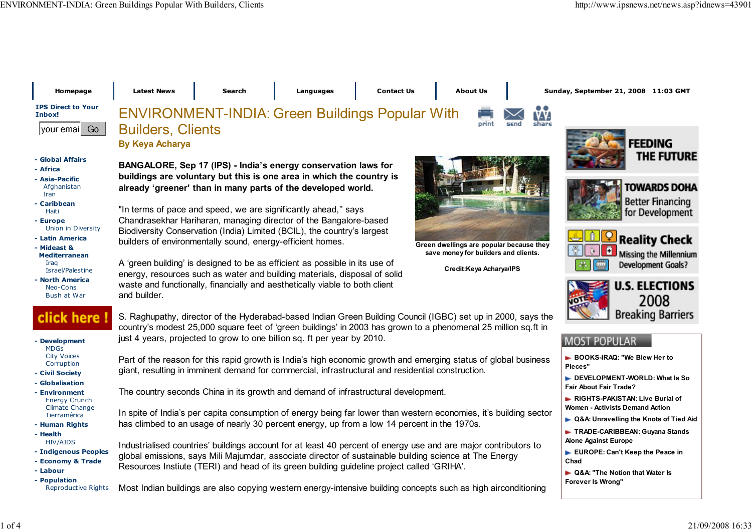# ENVIRONMENT-INDIA: Green Buildings Popular With Builders, Clients

**By Keya Acharya**

**BANGALORE, Sep 17 (IPS) - India's energy conservation laws for buildings are voluntary but this is one area in which the country is already 'greener' than in many parts of the developed world.**

"In terms of pace and speed, we are significantly ahead," says Chandrasekhar Hariharan, managing director of the Bangalore-based Biodiversity Conservation (India) Limited (BCIL), the country's largest builders of environmentally sound, energy-efficient homes.

Green dwellings are popular because they save money for builders and clients.

Credit:Keya Acharya/IPS

A 'green building' is designed to be as efficient as possible in its use of energy, resources such as water and building materials, disposal of solid waste and functionally, financially and aesthetically viable to both client and builder.

S. Raghupathy, director of the Hyderabad-based Indian Green Building Council (IGBC) set up in 2000, says the country's modest 25,000 square feet of 'green buildings' in 2003 has grown to a phenomenal 25 million sq.ft in just 4 years, projected to grow to one billion sq. ft per year by 2010.

Part of the reason for this rapid growth is India's high economic growth and emerging status of global business giant, resulting in imminent demand for commercial, infrastructural and residential construction.

The country seconds China in its growth and demand of infrastructural development.

In spite of India's per capita consumption of energy being far lower than western economies, it's building sector has climbed to an usage of nearly 30 percent energy, up from a low 14 percent in the 1970s.

Industrialised countries' buildings account for at least 40 percent of energy use and are major contributors to global emissions, says Mili Majumdar, associate director of sustainable building science at The Energy Resources Instiute (TERI) and head of its green building guideline project called 'GRIHA'.

Most Indian buildings are also copying western energy-intensive building concepts such as high airconditioning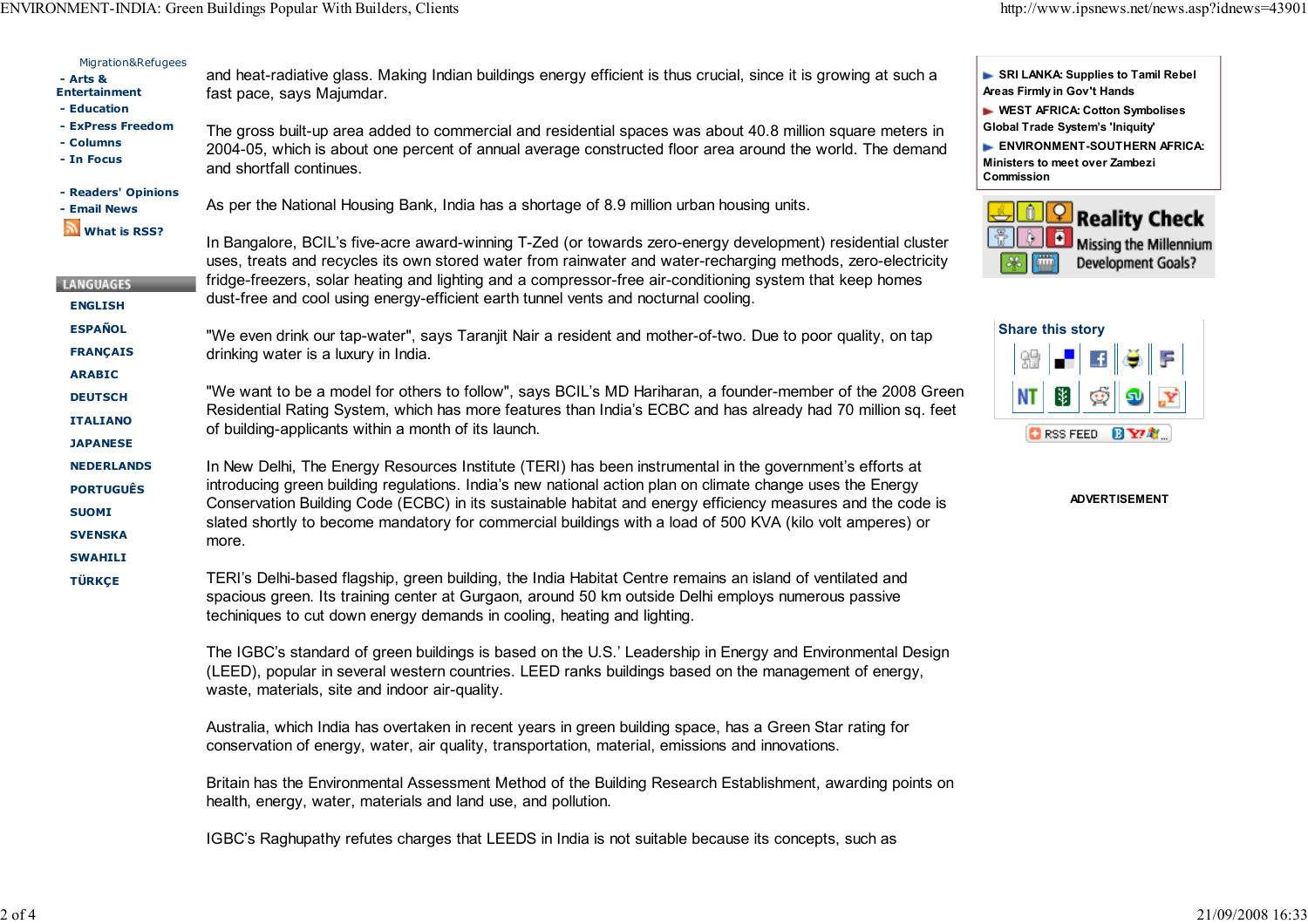Migration&Refugees
- Arts & Entertainment
- Education
- ExPress Freedom
- Columns
- In Focus

- Readers' Opinions
- Email News
- What is RSS?

**LANGUAGES**

- ENGLISH
- ESPAÑOL
- FRANÇAIS
- ARABIC
- DEUTSCH
- ITALIANO
- JAPANESE
- NEDERLANDS
- PORTUGUÊS
- SUOMI
- SVENSKA
- SWAHILI
- TÜRKÇE

and heat-radiative glass. Making Indian buildings energy efficient is thus crucial, since it is growing at such a fast pace, says Majumdar.

The gross built-up area added to commercial and residential spaces was about 40.8 million square meters in 2004-05, which is about one percent of annual average constructed floor area around the world. The demand and shortfall continues.

As per the National Housing Bank, India has a shortage of 8.9 million urban housing units.

In Bangalore, BCIL's five-acre award-winning T-Zed (or towards zero-energy development) residential cluster uses, treats and recycles its own stored water from rainwater and water-recharging methods, zero-electricity fridge-freezers, solar heating and lighting and a compressor-free air-conditioning system that keep homes dust-free and cool using energy-efficient earth tunnel vents and nocturnal cooling.

"We even drink our tap-water", says Taranjit Nair a resident and mother-of-two. Due to poor quality, on tap drinking water is a luxury in India.

"We want to be a model for others to follow", says BCIL's MD Hariharan, a founder-member of the 2008 Green Residential Rating System, which has more features than India's ECBC and has already had 70 million sq. feet of building-applicants within a month of its launch.

In New Delhi, The Energy Resources Institute (TERI) has been instrumental in the government's efforts at introducing green building regulations. India's new national action plan on climate change uses the Energy Conservation Building Code (ECBC) in its sustainable habitat and energy efficiency measures and the code is slated shortly to become mandatory for commercial buildings with a load of 500 KVA (kilo volt amperes) or more.

TERI's Delhi-based flagship, green building, the India Habitat Centre remains an island of ventilated and spacious green. Its training center at Gurgaon, around 50 km outside Delhi employs numerous passive techiniques to cut down energy demands in cooling, heating and lighting.

The IGBC's standard of green buildings is based on the U.S.' Leadership in Energy and Environmental Design (LEED), popular in several western countries. LEED ranks buildings based on the management of energy, waste, materials, site and indoor air-quality.

Australia, which India has overtaken in recent years in green building space, has a Green Star rating for conservation of energy, water, air quality, transportation, material, emissions and innovations.

Britain has the Environmental Assessment Method of the Building Research Establishment, awarding points on health, energy, water, materials and land use, and pollution.

IGBC's Raghupathy refutes charges that LEEDS in India is not suitable because its concepts, such as

- SRI LANKA: Supplies to Tamil Rebel Areas Firmly in Gov't Hands
- WEST AFRICA: Cotton Symbolises Global Trade System's 'Iniquity'
- ENVIRONMENT-SOUTHERN AFRICA: Ministers to meet over Zambezi Commission

Reality Check
Missing the Millennium Development Goals?

Share this story

RSS FEED

ADVERTISEMENT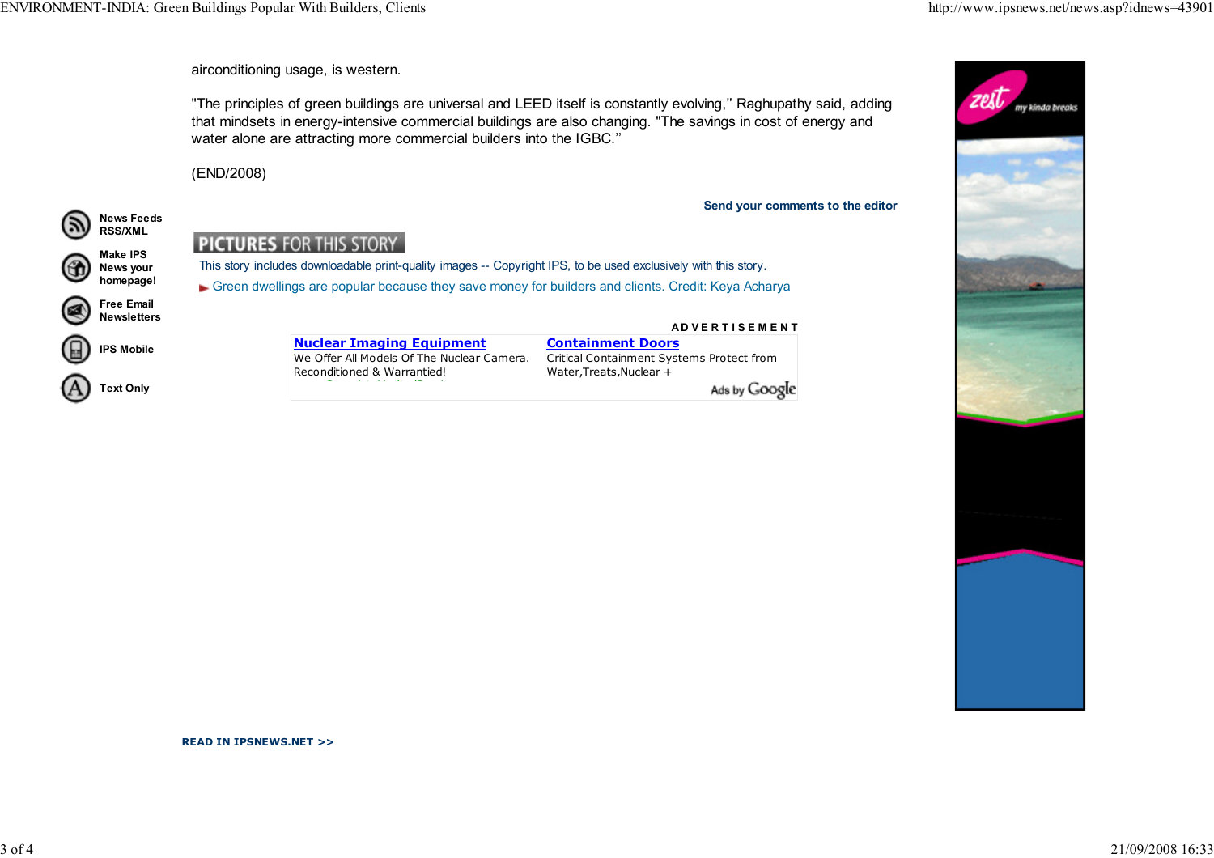airconditioning usage, is western.

"The principles of green buildings are universal and LEED itself is constantly evolving," Raghupathy said, adding that mindsets in energy-intensive commercial buildings are also changing. "The savings in cost of energy and water alone are attracting more commercial builders into the IGBC."

(END/2008)

Send your comments to the editor

News Feeds RSS/XML

Make IPS News your homepage!

Free Email Newsletters

IPS Mobile

Text Only

**PICTURES FOR THIS STORY**

This story includes downloadable print-quality images -- Copyright IPS, to be used exclusively with this story.

Green dwellings are popular because they save money for builders and clients. Credit: Keya Acharya

ADVERTISEMENT

**Nuclear Imaging Equipment**
We Offer All Models Of The Nuclear Camera. Reconditioned & Warrantied!

**Containment Doors**
Critical Containment Systems Protect from Water,Treats,Nuclear +

Ads by Google

**READ IN IPSNEWS.NET >>**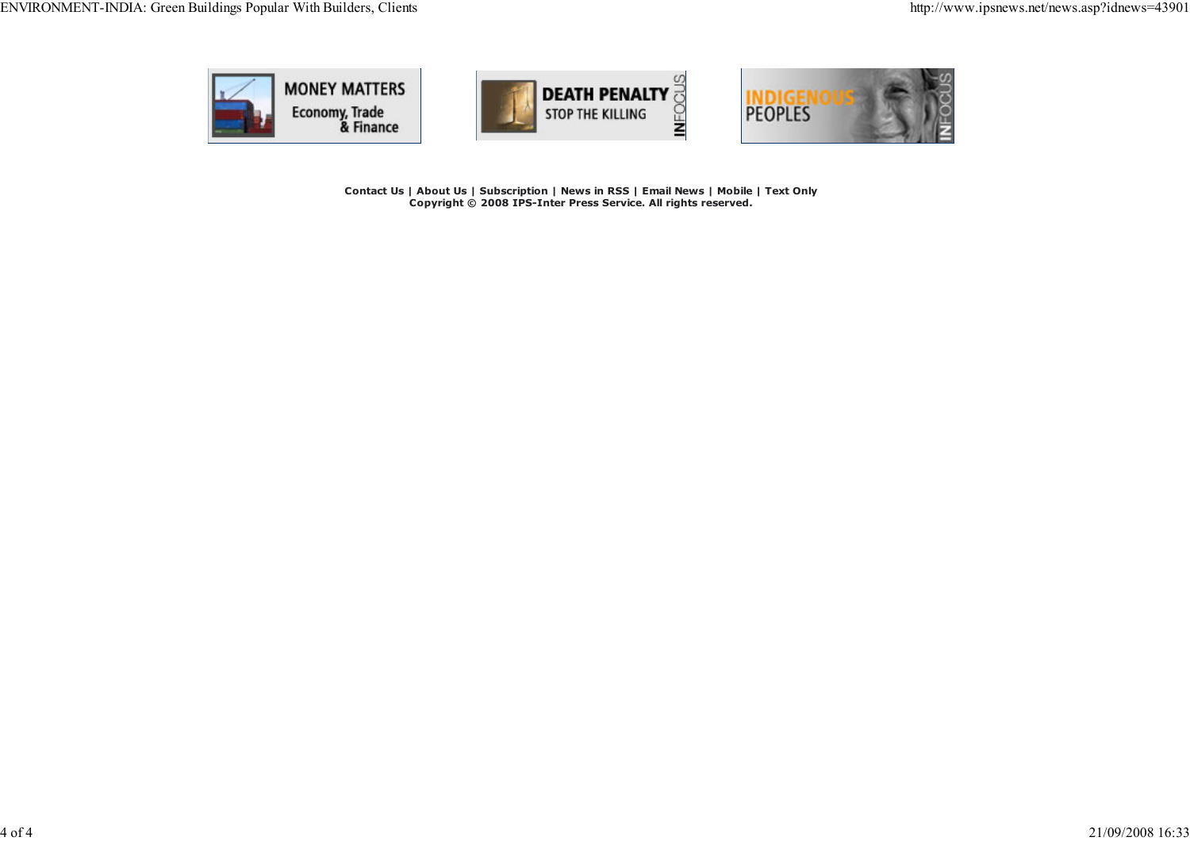MONEY MATTERS
Economy, Trade & Finance

DEATH PENALTY
STOP THE KILLING
INFOCUS

INDIGENOUS PEOPLES
INFOCUS

**Contact Us | About Us | Subscription | News in RSS | Email News | Mobile | Text Only**
**Copyright © 2008 IPS-Inter Press Service. All rights reserved.**